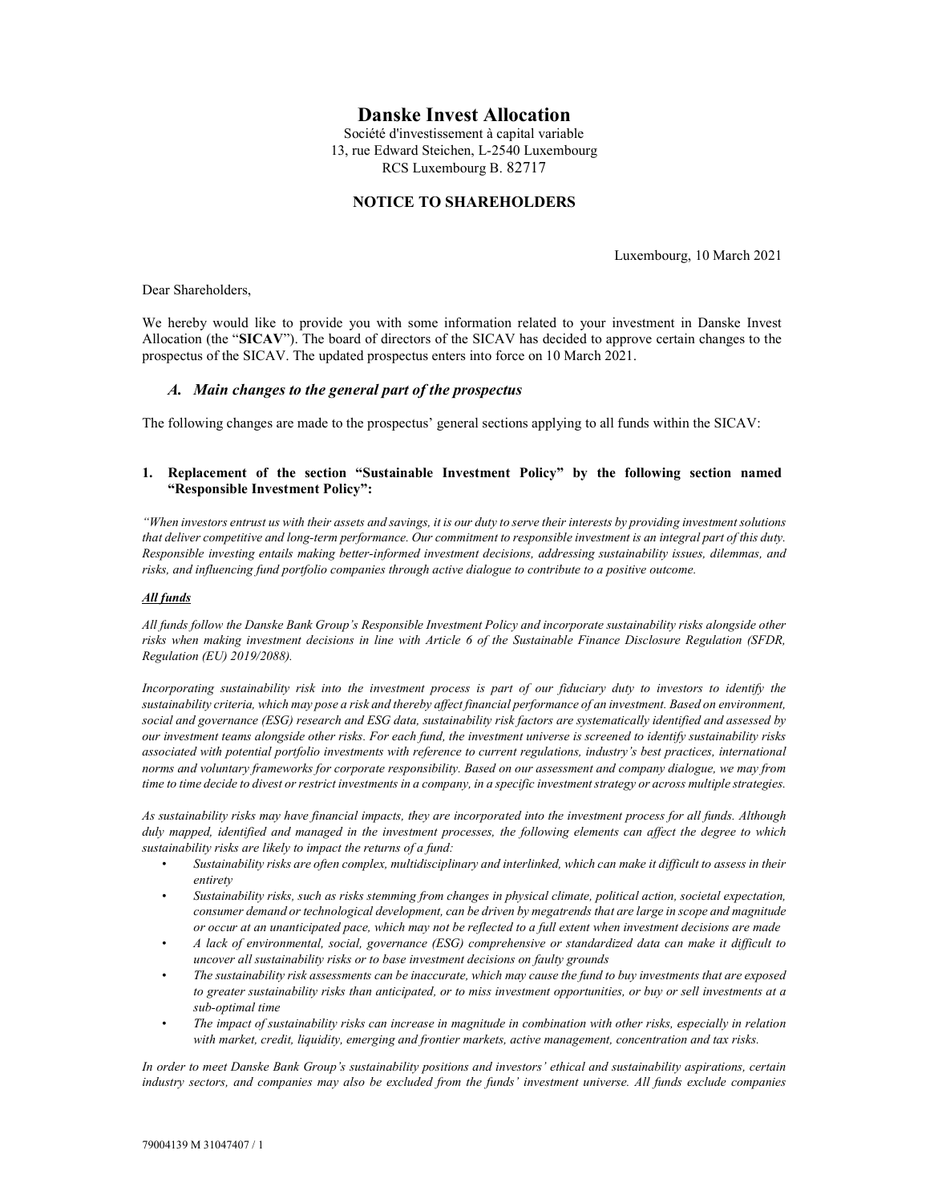# Danske Invest Allocation

Société d'investissement à capital variable
13, rue Edward Steichen, L-2540 Luxembourg
RCS Luxembourg B. 82717

## NOTICE TO SHAREHOLDERS

Luxembourg, 10 March 2021

Dear Shareholders,

We hereby would like to provide you with some information related to your investment in Danske Invest Allocation (the "**SICAV**"). The board of directors of the SICAV has decided to approve certain changes to the prospectus of the SICAV. The updated prospectus enters into force on 10 March 2021.

### *A. Main changes to the general part of the prospectus*

The following changes are made to the prospectus' general sections applying to all funds within the SICAV:

#### 1. Replacement of the section "Sustainable Investment Policy" by the following section named "Responsible Investment Policy":

*"When investors entrust us with their assets and savings, it is our duty to serve their interests by providing investment solutions that deliver competitive and long-term performance. Our commitment to responsible investment is an integral part of this duty. Responsible investing entails making better-informed investment decisions, addressing sustainability issues, dilemmas, and risks, and influencing fund portfolio companies through active dialogue to contribute to a positive outcome.*

***<u>All funds</u>***

*All funds follow the Danske Bank Group's Responsible Investment Policy and incorporate sustainability risks alongside other risks when making investment decisions in line with Article 6 of the Sustainable Finance Disclosure Regulation (SFDR, Regulation (EU) 2019/2088).*

*Incorporating sustainability risk into the investment process is part of our fiduciary duty to investors to identify the sustainability criteria, which may pose a risk and thereby affect financial performance of an investment. Based on environment, social and governance (ESG) research and ESG data, sustainability risk factors are systematically identified and assessed by our investment teams alongside other risks. For each fund, the investment universe is screened to identify sustainability risks associated with potential portfolio investments with reference to current regulations, industry's best practices, international norms and voluntary frameworks for corporate responsibility. Based on our assessment and company dialogue, we may from time to time decide to divest or restrict investments in a company, in a specific investment strategy or across multiple strategies.*

*As sustainability risks may have financial impacts, they are incorporated into the investment process for all funds. Although duly mapped, identified and managed in the investment processes, the following elements can affect the degree to which sustainability risks are likely to impact the returns of a fund:*

- *Sustainability risks are often complex, multidisciplinary and interlinked, which can make it difficult to assess in their entirety*
- *Sustainability risks, such as risks stemming from changes in physical climate, political action, societal expectation, consumer demand or technological development, can be driven by megatrends that are large in scope and magnitude or occur at an unanticipated pace, which may not be reflected to a full extent when investment decisions are made*
- *A lack of environmental, social, governance (ESG) comprehensive or standardized data can make it difficult to uncover all sustainability risks or to base investment decisions on faulty grounds*
- *The sustainability risk assessments can be inaccurate, which may cause the fund to buy investments that are exposed to greater sustainability risks than anticipated, or to miss investment opportunities, or buy or sell investments at a sub-optimal time*
- *The impact of sustainability risks can increase in magnitude in combination with other risks, especially in relation with market, credit, liquidity, emerging and frontier markets, active management, concentration and tax risks.*

*In order to meet Danske Bank Group's sustainability positions and investors' ethical and sustainability aspirations, certain industry sectors, and companies may also be excluded from the funds' investment universe. All funds exclude companies*

79004139 M 31047407 / 1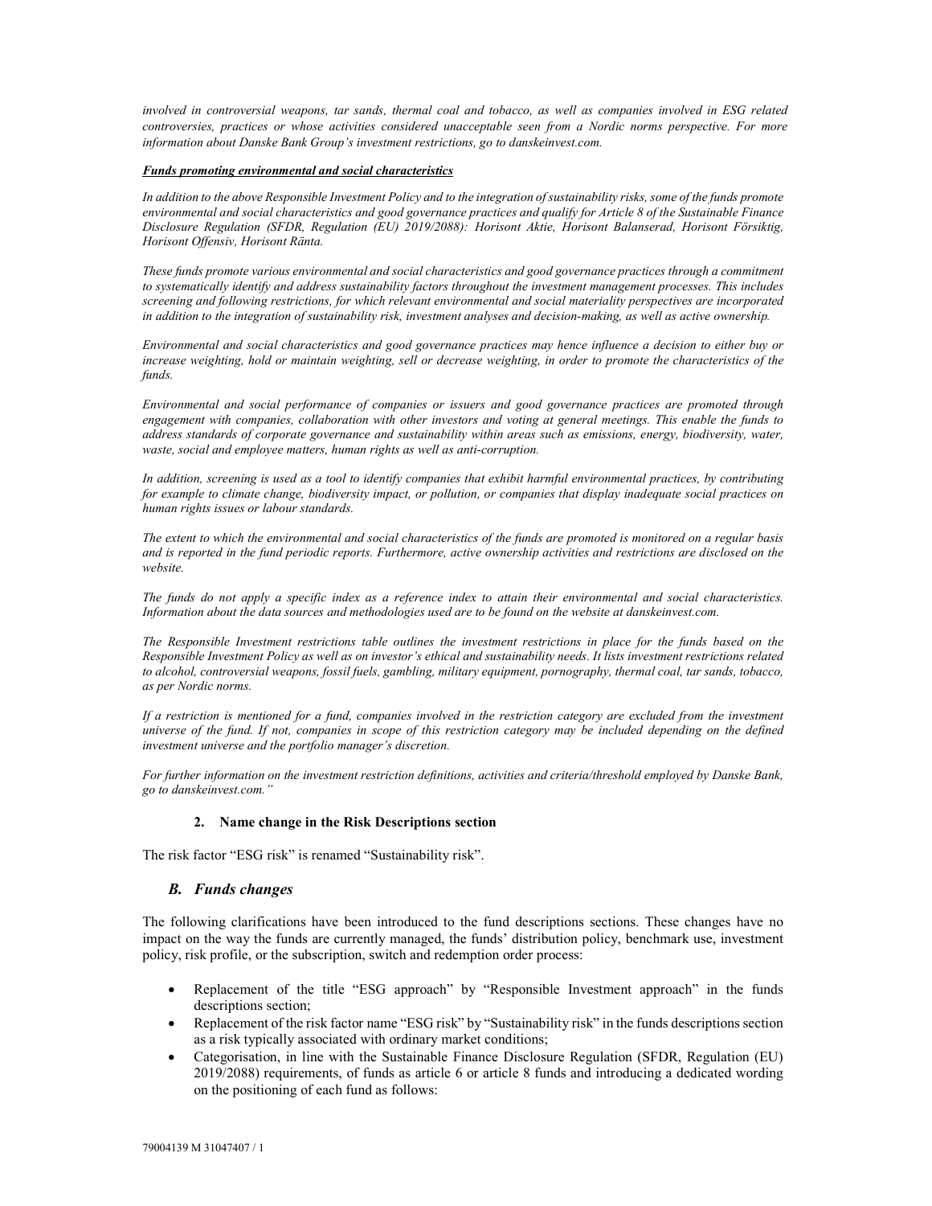*involved in controversial weapons, tar sands, thermal coal and tobacco, as well as companies involved in ESG related controversies, practices or whose activities considered unacceptable seen from a Nordic norms perspective. For more information about Danske Bank Group's investment restrictions, go to danskeinvest.com.*

***Funds promoting environmental and social characteristics***

*In addition to the above Responsible Investment Policy and to the integration of sustainability risks, some of the funds promote environmental and social characteristics and good governance practices and qualify for Article 8 of the Sustainable Finance Disclosure Regulation (SFDR, Regulation (EU) 2019/2088): Horisont Aktie, Horisont Balanserad, Horisont Försiktig, Horisont Offensiv, Horisont Ränta.*

*These funds promote various environmental and social characteristics and good governance practices through a commitment to systematically identify and address sustainability factors throughout the investment management processes. This includes screening and following restrictions, for which relevant environmental and social materiality perspectives are incorporated in addition to the integration of sustainability risk, investment analyses and decision-making, as well as active ownership.*

*Environmental and social characteristics and good governance practices may hence influence a decision to either buy or increase weighting, hold or maintain weighting, sell or decrease weighting, in order to promote the characteristics of the funds.*

*Environmental and social performance of companies or issuers and good governance practices are promoted through engagement with companies, collaboration with other investors and voting at general meetings. This enable the funds to address standards of corporate governance and sustainability within areas such as emissions, energy, biodiversity, water, waste, social and employee matters, human rights as well as anti-corruption.*

*In addition, screening is used as a tool to identify companies that exhibit harmful environmental practices, by contributing for example to climate change, biodiversity impact, or pollution, or companies that display inadequate social practices on human rights issues or labour standards.*

*The extent to which the environmental and social characteristics of the funds are promoted is monitored on a regular basis and is reported in the fund periodic reports. Furthermore, active ownership activities and restrictions are disclosed on the website.*

*The funds do not apply a specific index as a reference index to attain their environmental and social characteristics. Information about the data sources and methodologies used are to be found on the website at danskeinvest.com.*

*The Responsible Investment restrictions table outlines the investment restrictions in place for the funds based on the Responsible Investment Policy as well as on investor's ethical and sustainability needs. It lists investment restrictions related to alcohol, controversial weapons, fossil fuels, gambling, military equipment, pornography, thermal coal, tar sands, tobacco, as per Nordic norms.*

*If a restriction is mentioned for a fund, companies involved in the restriction category are excluded from the investment universe of the fund. If not, companies in scope of this restriction category may be included depending on the defined investment universe and the portfolio manager's discretion.*

*For further information on the investment restriction definitions, activities and criteria/threshold employed by Danske Bank, go to danskeinvest.com."*

**2. Name change in the Risk Descriptions section**

The risk factor "ESG risk" is renamed "Sustainability risk".

## *B. Funds changes*

The following clarifications have been introduced to the fund descriptions sections. These changes have no impact on the way the funds are currently managed, the funds' distribution policy, benchmark use, investment policy, risk profile, or the subscription, switch and redemption order process:

- Replacement of the title "ESG approach" by "Responsible Investment approach" in the funds descriptions section;
- Replacement of the risk factor name "ESG risk" by "Sustainability risk" in the funds descriptions section as a risk typically associated with ordinary market conditions;
- Categorisation, in line with the Sustainable Finance Disclosure Regulation (SFDR, Regulation (EU) 2019/2088) requirements, of funds as article 6 or article 8 funds and introducing a dedicated wording on the positioning of each fund as follows: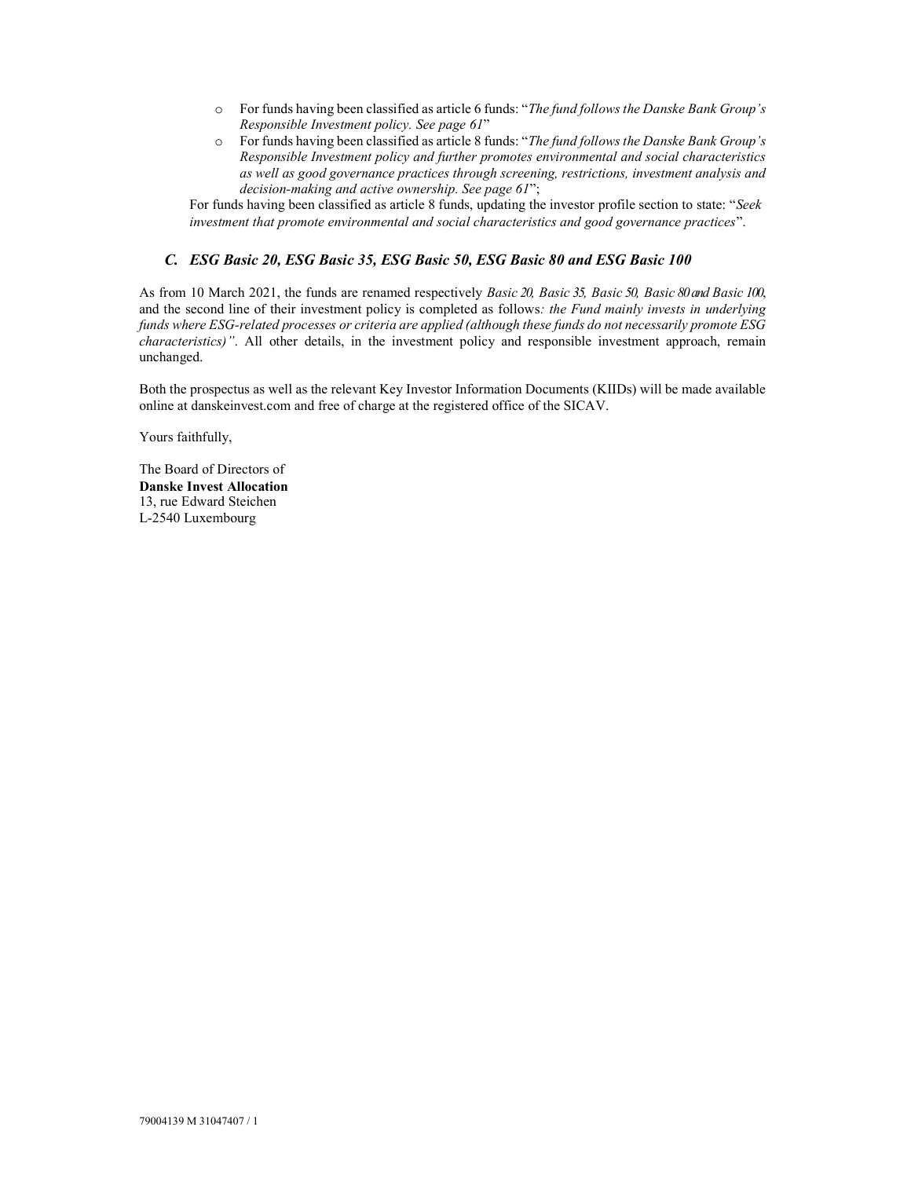- For funds having been classified as article 6 funds: "*The fund follows the Danske Bank Group's Responsible Investment policy. See page 61*"
- For funds having been classified as article 8 funds: "*The fund follows the Danske Bank Group's Responsible Investment policy and further promotes environmental and social characteristics as well as good governance practices through screening, restrictions, investment analysis and decision-making and active ownership. See page 61*";

For funds having been classified as article 8 funds, updating the investor profile section to state: "*Seek investment that promote environmental and social characteristics and good governance practices*".

### *C. ESG Basic 20, ESG Basic 35, ESG Basic 50, ESG Basic 80 and ESG Basic 100*

As from 10 March 2021, the funds are renamed respectively *Basic 20, Basic 35, Basic 50, Basic 80 and Basic 100*, and the second line of their investment policy is completed as follows*: the Fund mainly invests in underlying funds where ESG-related processes or criteria are applied (although these funds do not necessarily promote ESG characteristics)"*. All other details, in the investment policy and responsible investment approach, remain unchanged.

Both the prospectus as well as the relevant Key Investor Information Documents (KIIDs) will be made available online at danskeinvest.com and free of charge at the registered office of the SICAV.

Yours faithfully,

The Board of Directors of
**Danske Invest Allocation**
13, rue Edward Steichen
L-2540 Luxembourg

79004139 M 31047407 / 1